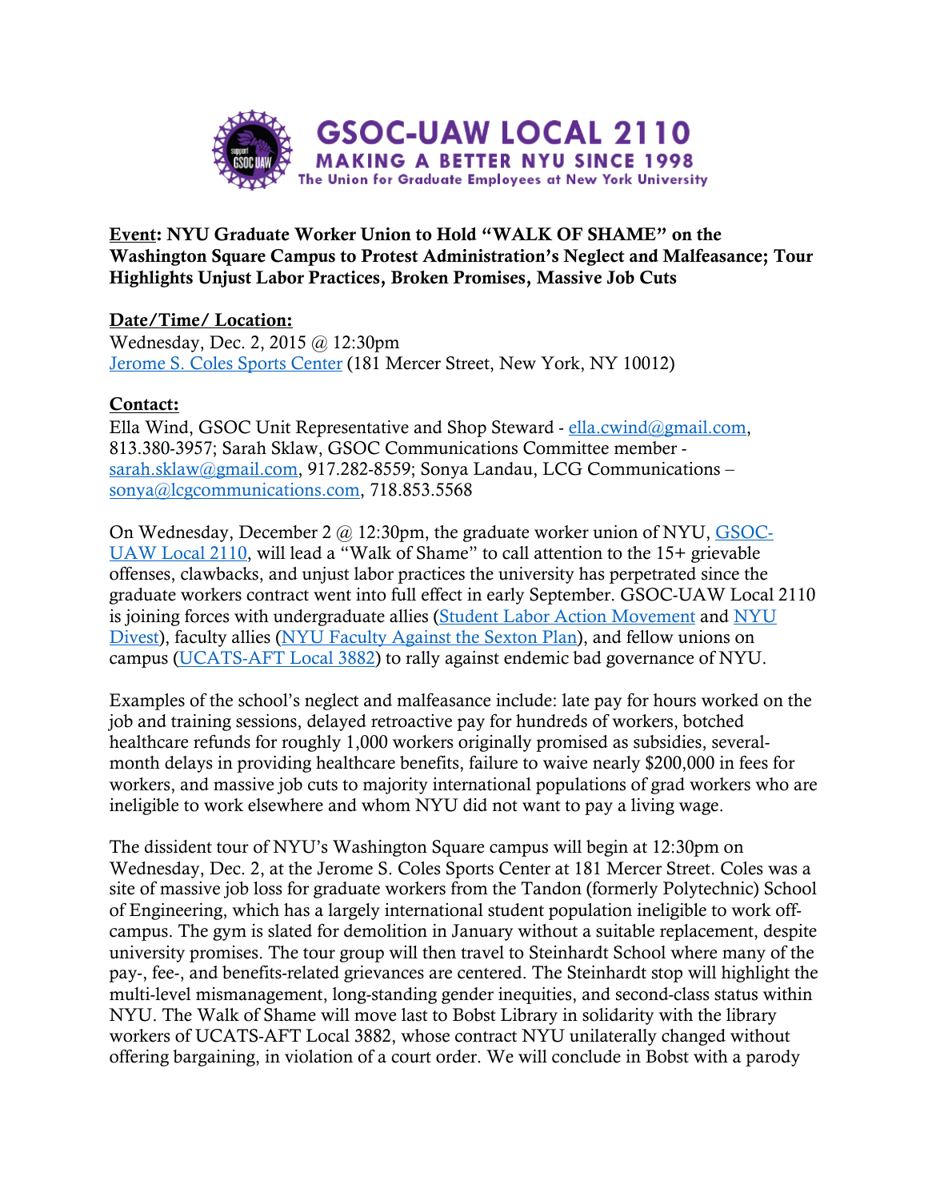**GSOC-UAW LOCAL 2110**
**MAKING A BETTER NYU SINCE 1998**
The Union for Graduate Employees at New York University

**Event: NYU Graduate Worker Union to Hold "WALK OF SHAME" on the Washington Square Campus to Protest Administration's Neglect and Malfeasance; Tour Highlights Unjust Labor Practices, Broken Promises, Massive Job Cuts**

**Date/Time/ Location:**
Wednesday, Dec. 2, 2015 @ 12:30pm
Jerome S. Coles Sports Center (181 Mercer Street, New York, NY 10012)

**Contact:**
Ella Wind, GSOC Unit Representative and Shop Steward - ella.cwind@gmail.com, 813.380-3957; Sarah Sklaw, GSOC Communications Committee member - sarah.sklaw@gmail.com, 917.282-8559; Sonya Landau, LCG Communications – sonya@lcgcommunications.com, 718.853.5568

On Wednesday, December 2 @ 12:30pm, the graduate worker union of NYU, GSOC-UAW Local 2110, will lead a "Walk of Shame" to call attention to the 15+ grievable offenses, clawbacks, and unjust labor practices the university has perpetrated since the graduate workers contract went into full effect in early September. GSOC-UAW Local 2110 is joining forces with undergraduate allies (Student Labor Action Movement and NYU Divest), faculty allies (NYU Faculty Against the Sexton Plan), and fellow unions on campus (UCATS-AFT Local 3882) to rally against endemic bad governance of NYU.

Examples of the school's neglect and malfeasance include: late pay for hours worked on the job and training sessions, delayed retroactive pay for hundreds of workers, botched healthcare refunds for roughly 1,000 workers originally promised as subsidies, several-month delays in providing healthcare benefits, failure to waive nearly $200,000 in fees for workers, and massive job cuts to majority international populations of grad workers who are ineligible to work elsewhere and whom NYU did not want to pay a living wage.

The dissident tour of NYU's Washington Square campus will begin at 12:30pm on Wednesday, Dec. 2, at the Jerome S. Coles Sports Center at 181 Mercer Street. Coles was a site of massive job loss for graduate workers from the Tandon (formerly Polytechnic) School of Engineering, which has a largely international student population ineligible to work off-campus. The gym is slated for demolition in January without a suitable replacement, despite university promises. The tour group will then travel to Steinhardt School where many of the pay-, fee-, and benefits-related grievances are centered. The Steinhardt stop will highlight the multi-level mismanagement, long-standing gender inequities, and second-class status within NYU. The Walk of Shame will move last to Bobst Library in solidarity with the library workers of UCATS-AFT Local 3882, whose contract NYU unilaterally changed without offering bargaining, in violation of a court order. We will conclude in Bobst with a parody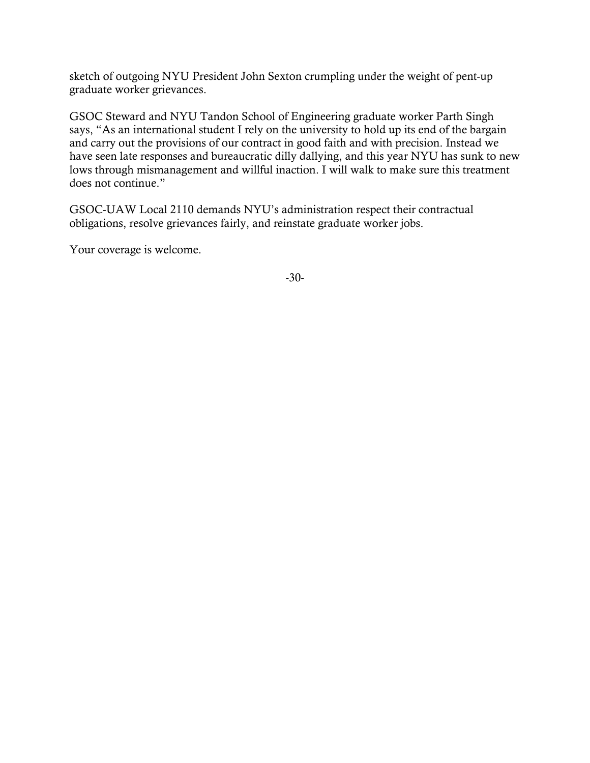sketch of outgoing NYU President John Sexton crumpling under the weight of pent-up graduate worker grievances.

GSOC Steward and NYU Tandon School of Engineering graduate worker Parth Singh says, "As an international student I rely on the university to hold up its end of the bargain and carry out the provisions of our contract in good faith and with precision. Instead we have seen late responses and bureaucratic dilly dallying, and this year NYU has sunk to new lows through mismanagement and willful inaction. I will walk to make sure this treatment does not continue."

GSOC-UAW Local 2110 demands NYU's administration respect their contractual obligations, resolve grievances fairly, and reinstate graduate worker jobs.

Your coverage is welcome.

-30-